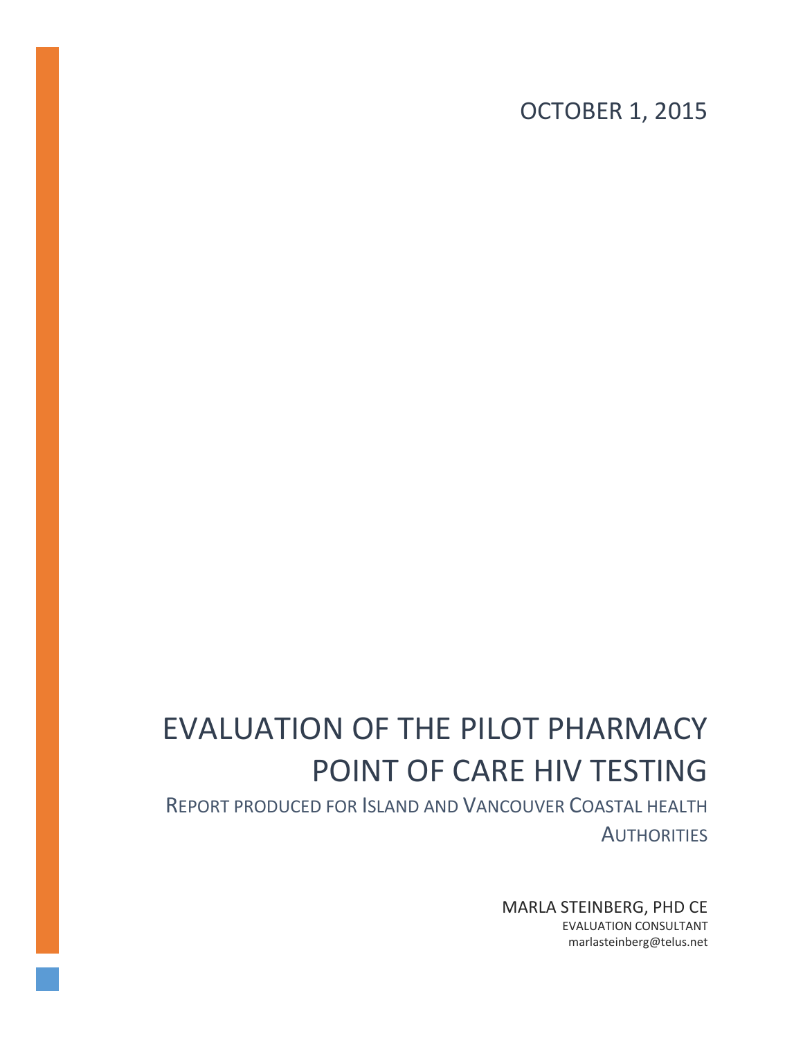OCTOBER 1, 2015

# EVALUATION OF THE PILOT PHARMACY POINT OF CARE HIV TESTING

## REPORT PRODUCED FOR ISLAND AND VANCOUVER COASTAL HEALTH AUTHORITIES

MARLA STEINBERG, PHD CE

EVALUATION CONSULTANT

marlasteinberg@telus.net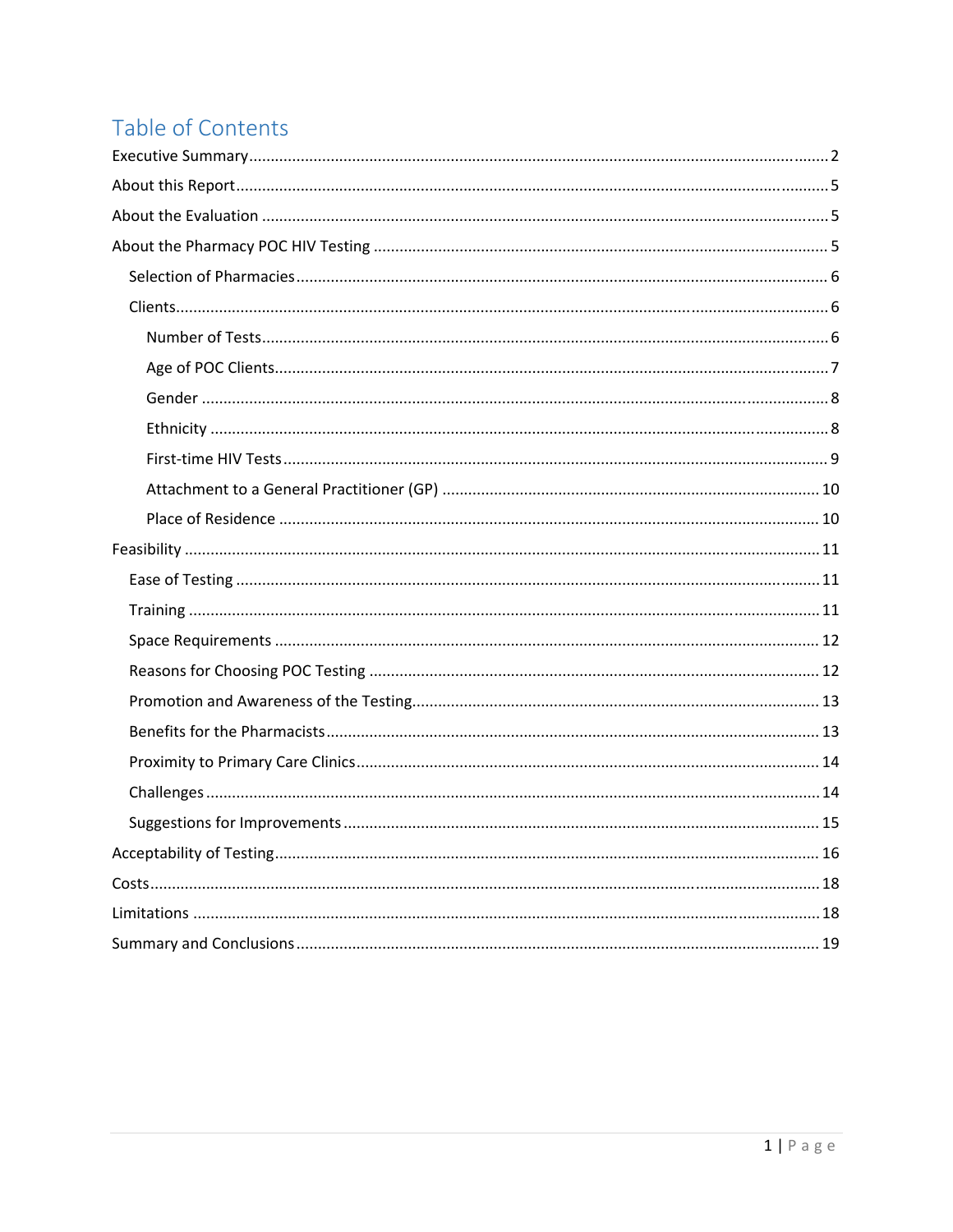# Table of Contents

- Executive Summary ..... 2
- About this Report ..... 5
- About the Evaluation ..... 5
- About the Pharmacy POC HIV Testing ..... 5
  - Selection of Pharmacies ..... 6
  - Clients ..... 6
    - Number of Tests ..... 6
    - Age of POC Clients ..... 7
    - Gender ..... 8
    - Ethnicity ..... 8
    - First-time HIV Tests ..... 9
    - Attachment to a General Practitioner (GP) ..... 10
    - Place of Residence ..... 10
- Feasibility ..... 11
  - Ease of Testing ..... 11
  - Training ..... 11
  - Space Requirements ..... 12
  - Reasons for Choosing POC Testing ..... 12
  - Promotion and Awareness of the Testing ..... 13
  - Benefits for the Pharmacists ..... 13
  - Proximity to Primary Care Clinics ..... 14
  - Challenges ..... 14
  - Suggestions for Improvements ..... 15
- Acceptability of Testing ..... 16
- Costs ..... 18
- Limitations ..... 18
- Summary and Conclusions ..... 19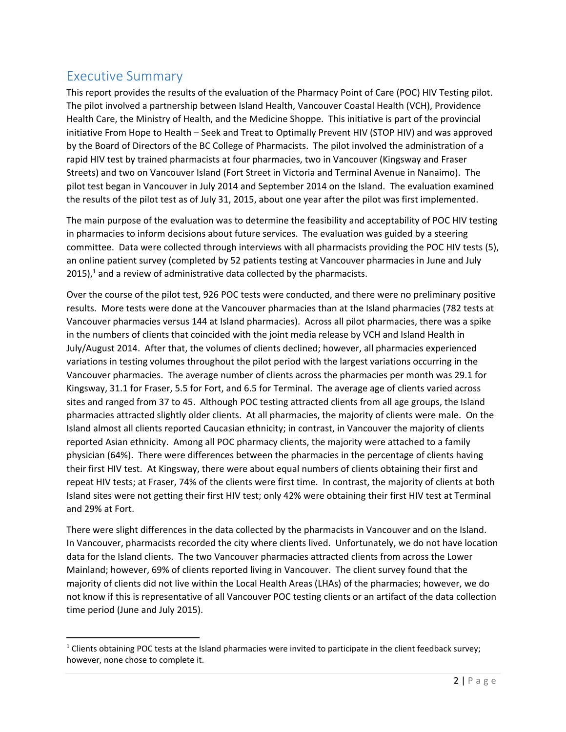## Executive Summary

This report provides the results of the evaluation of the Pharmacy Point of Care (POC) HIV Testing pilot. The pilot involved a partnership between Island Health, Vancouver Coastal Health (VCH), Providence Health Care, the Ministry of Health, and the Medicine Shoppe. This initiative is part of the provincial initiative From Hope to Health – Seek and Treat to Optimally Prevent HIV (STOP HIV) and was approved by the Board of Directors of the BC College of Pharmacists. The pilot involved the administration of a rapid HIV test by trained pharmacists at four pharmacies, two in Vancouver (Kingsway and Fraser Streets) and two on Vancouver Island (Fort Street in Victoria and Terminal Avenue in Nanaimo). The pilot test began in Vancouver in July 2014 and September 2014 on the Island. The evaluation examined the results of the pilot test as of July 31, 2015, about one year after the pilot was first implemented.

The main purpose of the evaluation was to determine the feasibility and acceptability of POC HIV testing in pharmacies to inform decisions about future services. The evaluation was guided by a steering committee. Data were collected through interviews with all pharmacists providing the POC HIV tests (5), an online patient survey (completed by 52 patients testing at Vancouver pharmacies in June and July 2015),[1] and a review of administrative data collected by the pharmacists.

Over the course of the pilot test, 926 POC tests were conducted, and there were no preliminary positive results. More tests were done at the Vancouver pharmacies than at the Island pharmacies (782 tests at Vancouver pharmacies versus 144 at Island pharmacies). Across all pilot pharmacies, there was a spike in the numbers of clients that coincided with the joint media release by VCH and Island Health in July/August 2014. After that, the volumes of clients declined; however, all pharmacies experienced variations in testing volumes throughout the pilot period with the largest variations occurring in the Vancouver pharmacies. The average number of clients across the pharmacies per month was 29.1 for Kingsway, 31.1 for Fraser, 5.5 for Fort, and 6.5 for Terminal. The average age of clients varied across sites and ranged from 37 to 45. Although POC testing attracted clients from all age groups, the Island pharmacies attracted slightly older clients. At all pharmacies, the majority of clients were male. On the Island almost all clients reported Caucasian ethnicity; in contrast, in Vancouver the majority of clients reported Asian ethnicity. Among all POC pharmacy clients, the majority were attached to a family physician (64%). There were differences between the pharmacies in the percentage of clients having their first HIV test. At Kingsway, there were about equal numbers of clients obtaining their first and repeat HIV tests; at Fraser, 74% of the clients were first time. In contrast, the majority of clients at both Island sites were not getting their first HIV test; only 42% were obtaining their first HIV test at Terminal and 29% at Fort.

There were slight differences in the data collected by the pharmacists in Vancouver and on the Island. In Vancouver, pharmacists recorded the city where clients lived. Unfortunately, we do not have location data for the Island clients. The two Vancouver pharmacies attracted clients from across the Lower Mainland; however, 69% of clients reported living in Vancouver. The client survey found that the majority of clients did not live within the Local Health Areas (LHAs) of the pharmacies; however, we do not know if this is representative of all Vancouver POC testing clients or an artifact of the data collection time period (June and July 2015).

[1] Clients obtaining POC tests at the Island pharmacies were invited to participate in the client feedback survey; however, none chose to complete it.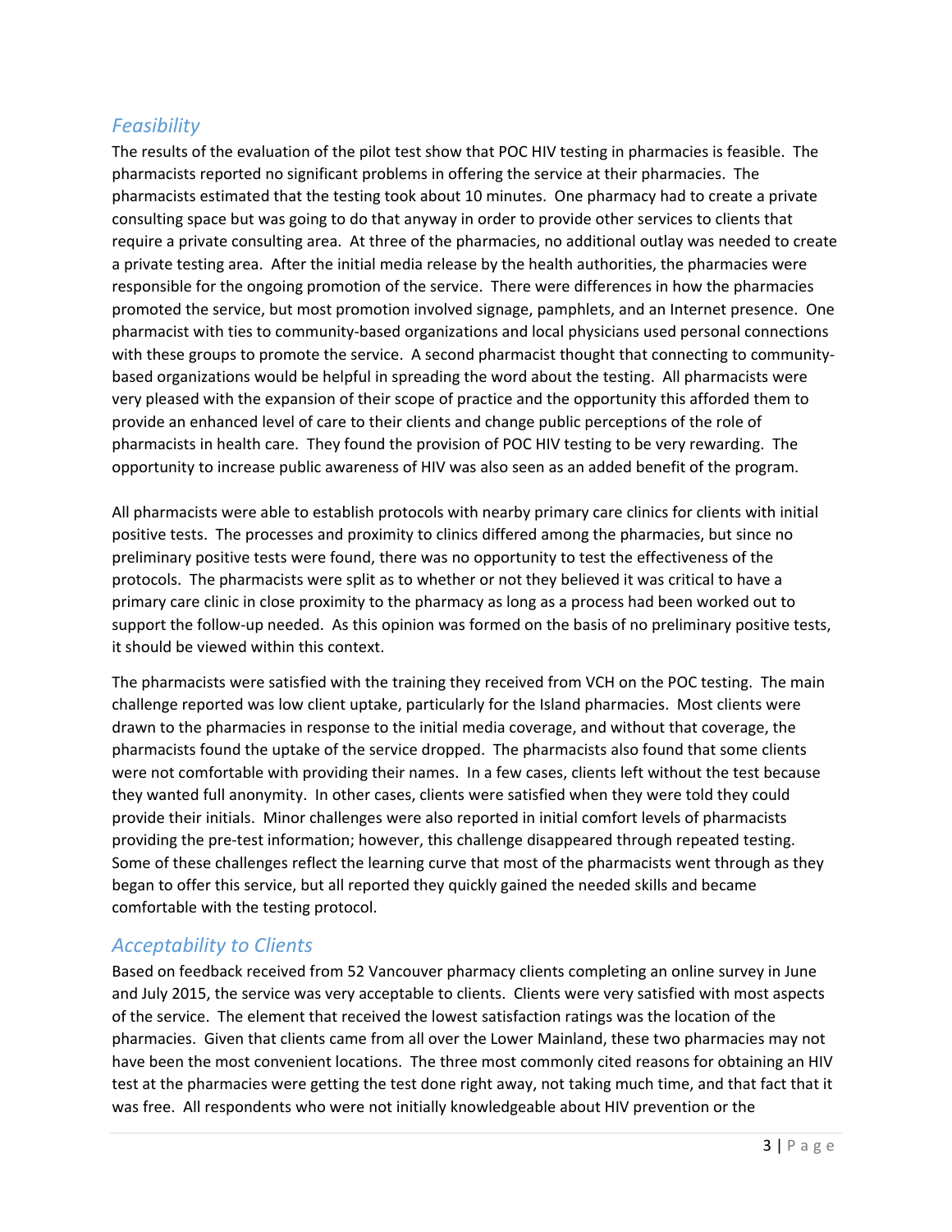## *Feasibility*

The results of the evaluation of the pilot test show that POC HIV testing in pharmacies is feasible. The pharmacists reported no significant problems in offering the service at their pharmacies. The pharmacists estimated that the testing took about 10 minutes. One pharmacy had to create a private consulting space but was going to do that anyway in order to provide other services to clients that require a private consulting area. At three of the pharmacies, no additional outlay was needed to create a private testing area. After the initial media release by the health authorities, the pharmacies were responsible for the ongoing promotion of the service. There were differences in how the pharmacies promoted the service, but most promotion involved signage, pamphlets, and an Internet presence. One pharmacist with ties to community-based organizations and local physicians used personal connections with these groups to promote the service. A second pharmacist thought that connecting to community-based organizations would be helpful in spreading the word about the testing. All pharmacists were very pleased with the expansion of their scope of practice and the opportunity this afforded them to provide an enhanced level of care to their clients and change public perceptions of the role of pharmacists in health care. They found the provision of POC HIV testing to be very rewarding. The opportunity to increase public awareness of HIV was also seen as an added benefit of the program.

All pharmacists were able to establish protocols with nearby primary care clinics for clients with initial positive tests. The processes and proximity to clinics differed among the pharmacies, but since no preliminary positive tests were found, there was no opportunity to test the effectiveness of the protocols. The pharmacists were split as to whether or not they believed it was critical to have a primary care clinic in close proximity to the pharmacy as long as a process had been worked out to support the follow-up needed. As this opinion was formed on the basis of no preliminary positive tests, it should be viewed within this context.

The pharmacists were satisfied with the training they received from VCH on the POC testing. The main challenge reported was low client uptake, particularly for the Island pharmacies. Most clients were drawn to the pharmacies in response to the initial media coverage, and without that coverage, the pharmacists found the uptake of the service dropped. The pharmacists also found that some clients were not comfortable with providing their names. In a few cases, clients left without the test because they wanted full anonymity. In other cases, clients were satisfied when they were told they could provide their initials. Minor challenges were also reported in initial comfort levels of pharmacists providing the pre-test information; however, this challenge disappeared through repeated testing. Some of these challenges reflect the learning curve that most of the pharmacists went through as they began to offer this service, but all reported they quickly gained the needed skills and became comfortable with the testing protocol.

## *Acceptability to Clients*

Based on feedback received from 52 Vancouver pharmacy clients completing an online survey in June and July 2015, the service was very acceptable to clients. Clients were very satisfied with most aspects of the service. The element that received the lowest satisfaction ratings was the location of the pharmacies. Given that clients came from all over the Lower Mainland, these two pharmacies may not have been the most convenient locations. The three most commonly cited reasons for obtaining an HIV test at the pharmacies were getting the test done right away, not taking much time, and that fact that it was free. All respondents who were not initially knowledgeable about HIV prevention or the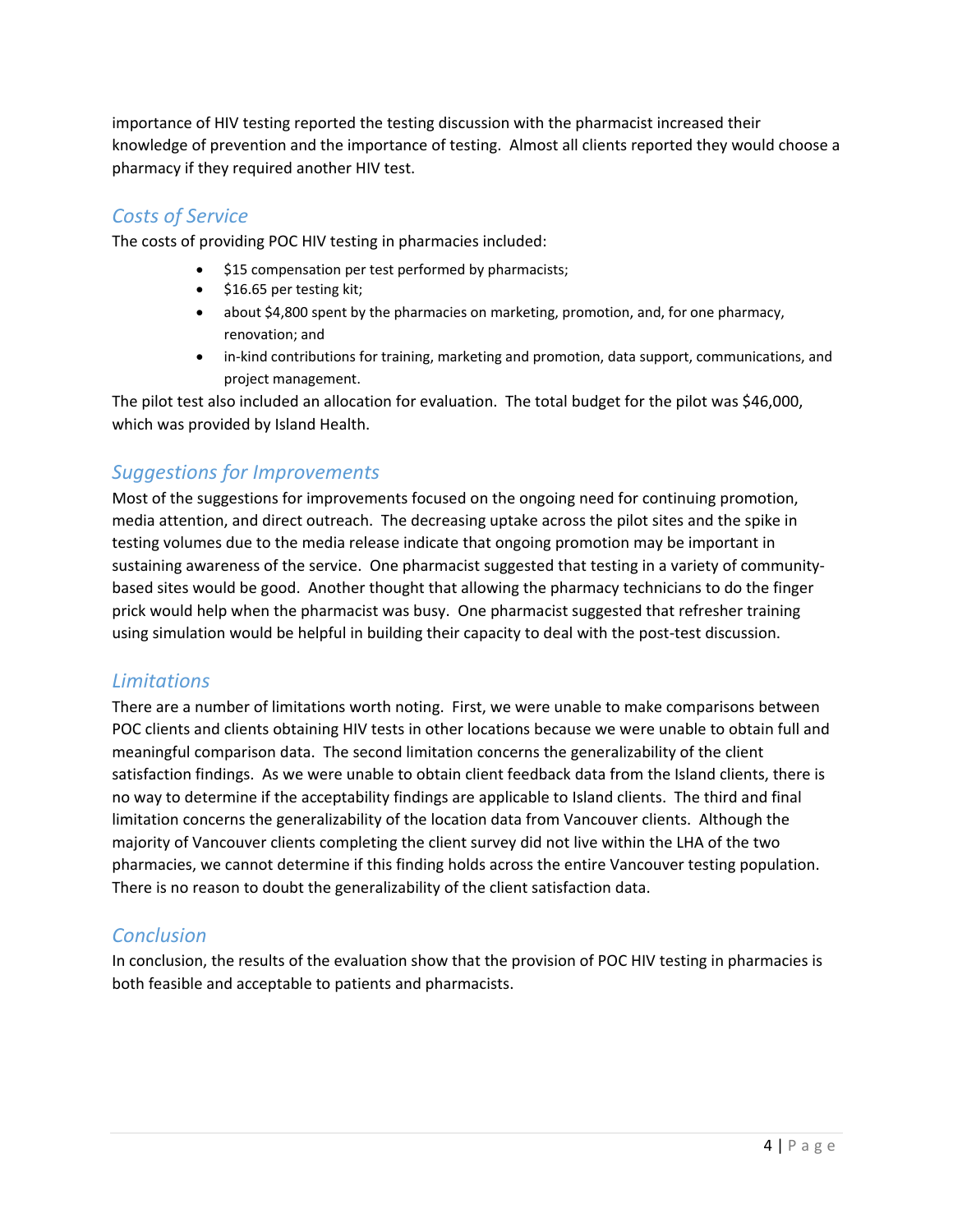importance of HIV testing reported the testing discussion with the pharmacist increased their knowledge of prevention and the importance of testing. Almost all clients reported they would choose a pharmacy if they required another HIV test.

## *Costs of Service*

The costs of providing POC HIV testing in pharmacies included:

- $15 compensation per test performed by pharmacists;
- $16.65 per testing kit;
- about $4,800 spent by the pharmacies on marketing, promotion, and, for one pharmacy, renovation; and
- in-kind contributions for training, marketing and promotion, data support, communications, and project management.

The pilot test also included an allocation for evaluation. The total budget for the pilot was $46,000, which was provided by Island Health.

## *Suggestions for Improvements*

Most of the suggestions for improvements focused on the ongoing need for continuing promotion, media attention, and direct outreach. The decreasing uptake across the pilot sites and the spike in testing volumes due to the media release indicate that ongoing promotion may be important in sustaining awareness of the service. One pharmacist suggested that testing in a variety of community-based sites would be good. Another thought that allowing the pharmacy technicians to do the finger prick would help when the pharmacist was busy. One pharmacist suggested that refresher training using simulation would be helpful in building their capacity to deal with the post-test discussion.

## *Limitations*

There are a number of limitations worth noting. First, we were unable to make comparisons between POC clients and clients obtaining HIV tests in other locations because we were unable to obtain full and meaningful comparison data. The second limitation concerns the generalizability of the client satisfaction findings. As we were unable to obtain client feedback data from the Island clients, there is no way to determine if the acceptability findings are applicable to Island clients. The third and final limitation concerns the generalizability of the location data from Vancouver clients. Although the majority of Vancouver clients completing the client survey did not live within the LHA of the two pharmacies, we cannot determine if this finding holds across the entire Vancouver testing population. There is no reason to doubt the generalizability of the client satisfaction data.

## *Conclusion*

In conclusion, the results of the evaluation show that the provision of POC HIV testing in pharmacies is both feasible and acceptable to patients and pharmacists.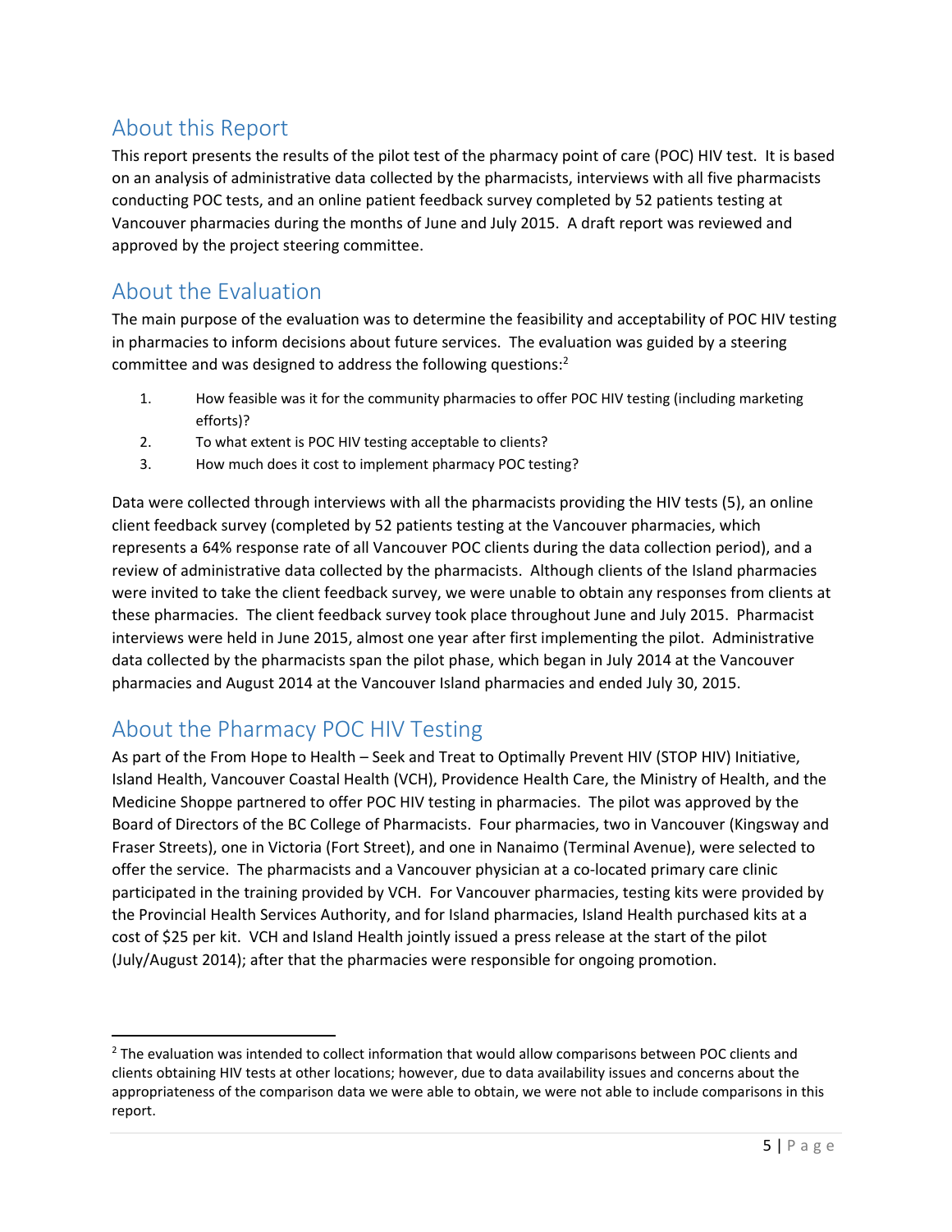## About this Report

This report presents the results of the pilot test of the pharmacy point of care (POC) HIV test. It is based on an analysis of administrative data collected by the pharmacists, interviews with all five pharmacists conducting POC tests, and an online patient feedback survey completed by 52 patients testing at Vancouver pharmacies during the months of June and July 2015. A draft report was reviewed and approved by the project steering committee.

## About the Evaluation

The main purpose of the evaluation was to determine the feasibility and acceptability of POC HIV testing in pharmacies to inform decisions about future services. The evaluation was guided by a steering committee and was designed to address the following questions:[2]

1. How feasible was it for the community pharmacies to offer POC HIV testing (including marketing efforts)?
2. To what extent is POC HIV testing acceptable to clients?
3. How much does it cost to implement pharmacy POC testing?

Data were collected through interviews with all the pharmacists providing the HIV tests (5), an online client feedback survey (completed by 52 patients testing at the Vancouver pharmacies, which represents a 64% response rate of all Vancouver POC clients during the data collection period), and a review of administrative data collected by the pharmacists. Although clients of the Island pharmacies were invited to take the client feedback survey, we were unable to obtain any responses from clients at these pharmacies. The client feedback survey took place throughout June and July 2015. Pharmacist interviews were held in June 2015, almost one year after first implementing the pilot. Administrative data collected by the pharmacists span the pilot phase, which began in July 2014 at the Vancouver pharmacies and August 2014 at the Vancouver Island pharmacies and ended July 30, 2015.

## About the Pharmacy POC HIV Testing

As part of the From Hope to Health – Seek and Treat to Optimally Prevent HIV (STOP HIV) Initiative, Island Health, Vancouver Coastal Health (VCH), Providence Health Care, the Ministry of Health, and the Medicine Shoppe partnered to offer POC HIV testing in pharmacies. The pilot was approved by the Board of Directors of the BC College of Pharmacists. Four pharmacies, two in Vancouver (Kingsway and Fraser Streets), one in Victoria (Fort Street), and one in Nanaimo (Terminal Avenue), were selected to offer the service. The pharmacists and a Vancouver physician at a co-located primary care clinic participated in the training provided by VCH. For Vancouver pharmacies, testing kits were provided by the Provincial Health Services Authority, and for Island pharmacies, Island Health purchased kits at a cost of $25 per kit. VCH and Island Health jointly issued a press release at the start of the pilot (July/August 2014); after that the pharmacies were responsible for ongoing promotion.

---

[2] The evaluation was intended to collect information that would allow comparisons between POC clients and clients obtaining HIV tests at other locations; however, due to data availability issues and concerns about the appropriateness of the comparison data we were able to obtain, we were not able to include comparisons in this report.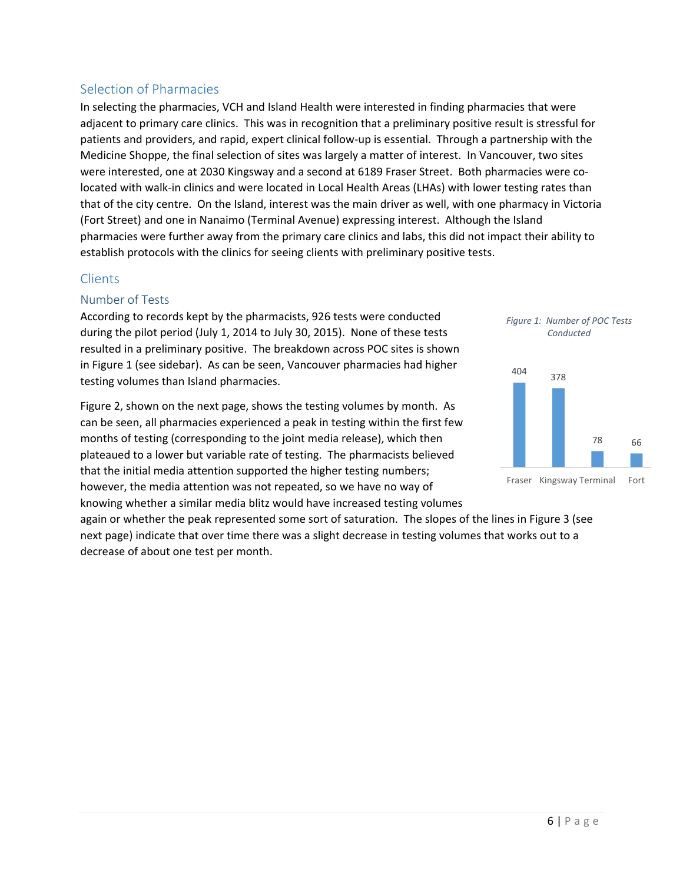## Selection of Pharmacies

In selecting the pharmacies, VCH and Island Health were interested in finding pharmacies that were adjacent to primary care clinics. This was in recognition that a preliminary positive result is stressful for patients and providers, and rapid, expert clinical follow-up is essential. Through a partnership with the Medicine Shoppe, the final selection of sites was largely a matter of interest. In Vancouver, two sites were interested, one at 2030 Kingsway and a second at 6189 Fraser Street. Both pharmacies were co-located with walk-in clinics and were located in Local Health Areas (LHAs) with lower testing rates than that of the city centre. On the Island, interest was the main driver as well, with one pharmacy in Victoria (Fort Street) and one in Nanaimo (Terminal Avenue) expressing interest. Although the Island pharmacies were further away from the primary care clinics and labs, this did not impact their ability to establish protocols with the clinics for seeing clients with preliminary positive tests.

## Clients

### Number of Tests

According to records kept by the pharmacists, 926 tests were conducted during the pilot period (July 1, 2014 to July 30, 2015). None of these tests resulted in a preliminary positive. The breakdown across POC sites is shown in Figure 1 (see sidebar). As can be seen, Vancouver pharmacies had higher testing volumes than Island pharmacies.

*Figure 1: Number of POC Tests Conducted*

| Fraser | Kingsway | Terminal | Fort |
|---|---|---|---|
| 404 | 378 | 78 | 66 |

Figure 2, shown on the next page, shows the testing volumes by month. As can be seen, all pharmacies experienced a peak in testing within the first few months of testing (corresponding to the joint media release), which then plateaued to a lower but variable rate of testing. The pharmacists believed that the initial media attention supported the higher testing numbers; however, the media attention was not repeated, so we have no way of knowing whether a similar media blitz would have increased testing volumes again or whether the peak represented some sort of saturation. The slopes of the lines in Figure 3 (see next page) indicate that over time there was a slight decrease in testing volumes that works out to a decrease of about one test per month.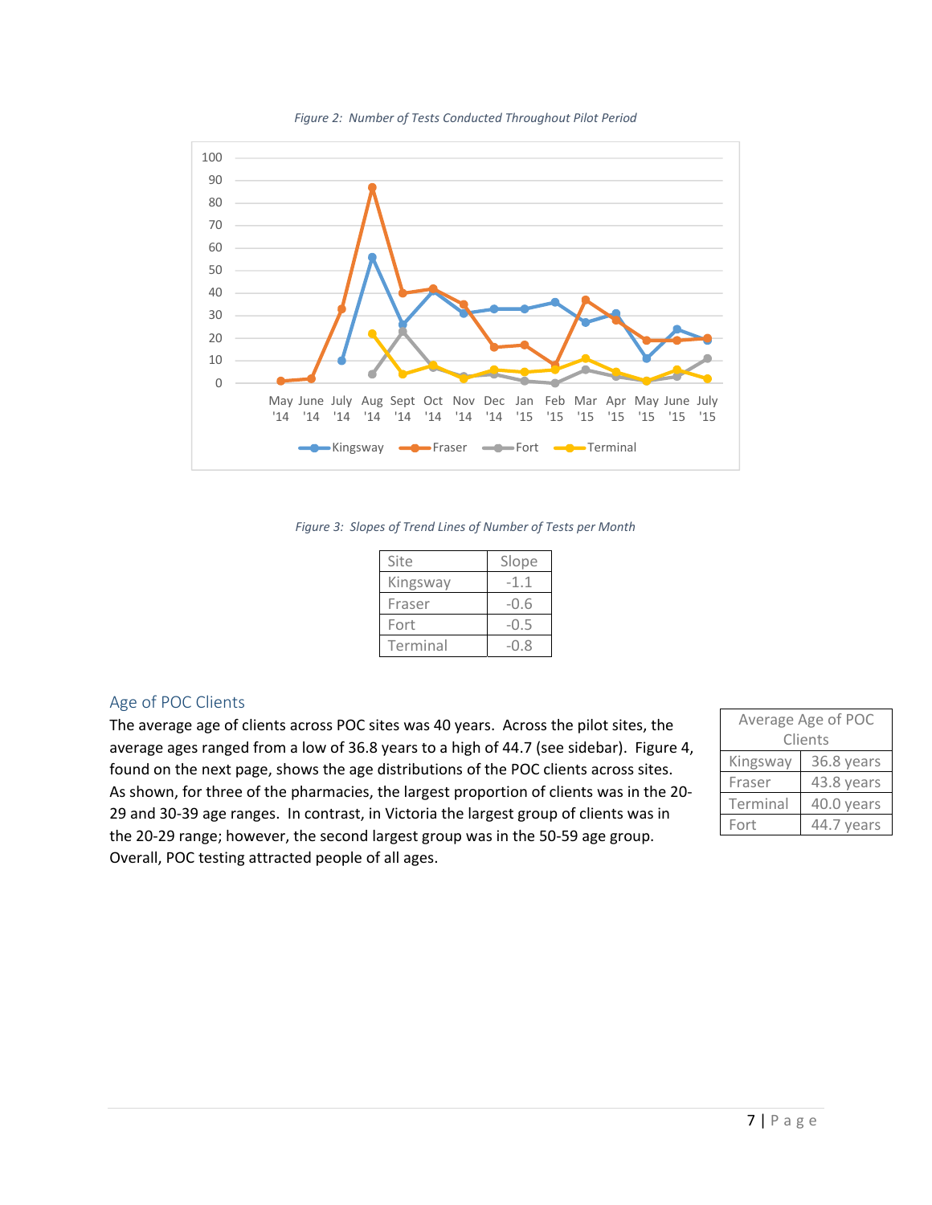*Figure 2: Number of Tests Conducted Throughout Pilot Period*

*Figure 3: Slopes of Trend Lines of Number of Tests per Month*

| Site | Slope |
|---|---|
| Kingsway | -1.1 |
| Fraser | -0.6 |
| Fort | -0.5 |
| Terminal | -0.8 |

## Age of POC Clients

The average age of clients across POC sites was 40 years. Across the pilot sites, the average ages ranged from a low of 36.8 years to a high of 44.7 (see sidebar). Figure 4, found on the next page, shows the age distributions of the POC clients across sites. As shown, for three of the pharmacies, the largest proportion of clients was in the 20-29 and 30-39 age ranges. In contrast, in Victoria the largest group of clients was in the 20-29 range; however, the second largest group was in the 50-59 age group. Overall, POC testing attracted people of all ages.

| Average Age of POC Clients | |
|---|---|
| Kingsway | 36.8 years |
| Fraser | 43.8 years |
| Terminal | 40.0 years |
| Fort | 44.7 years |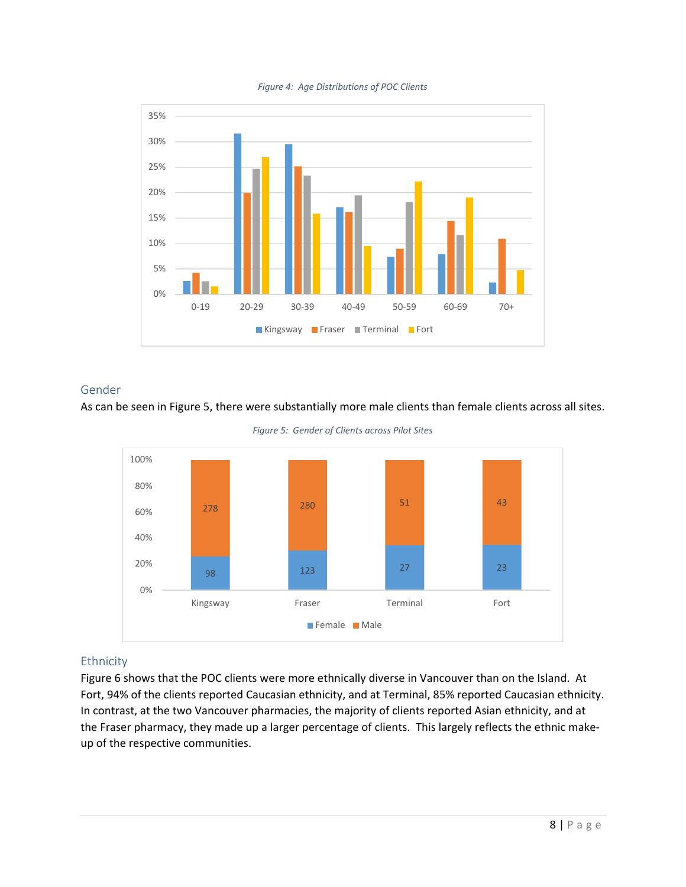*Figure 4: Age Distributions of POC Clients*

## Gender

As can be seen in Figure 5, there were substantially more male clients than female clients across all sites.

*Figure 5: Gender of Clients across Pilot Sites*

## Ethnicity

Figure 6 shows that the POC clients were more ethnically diverse in Vancouver than on the Island. At Fort, 94% of the clients reported Caucasian ethnicity, and at Terminal, 85% reported Caucasian ethnicity. In contrast, at the two Vancouver pharmacies, the majority of clients reported Asian ethnicity, and at the Fraser pharmacy, they made up a larger percentage of clients. This largely reflects the ethnic make-up of the respective communities.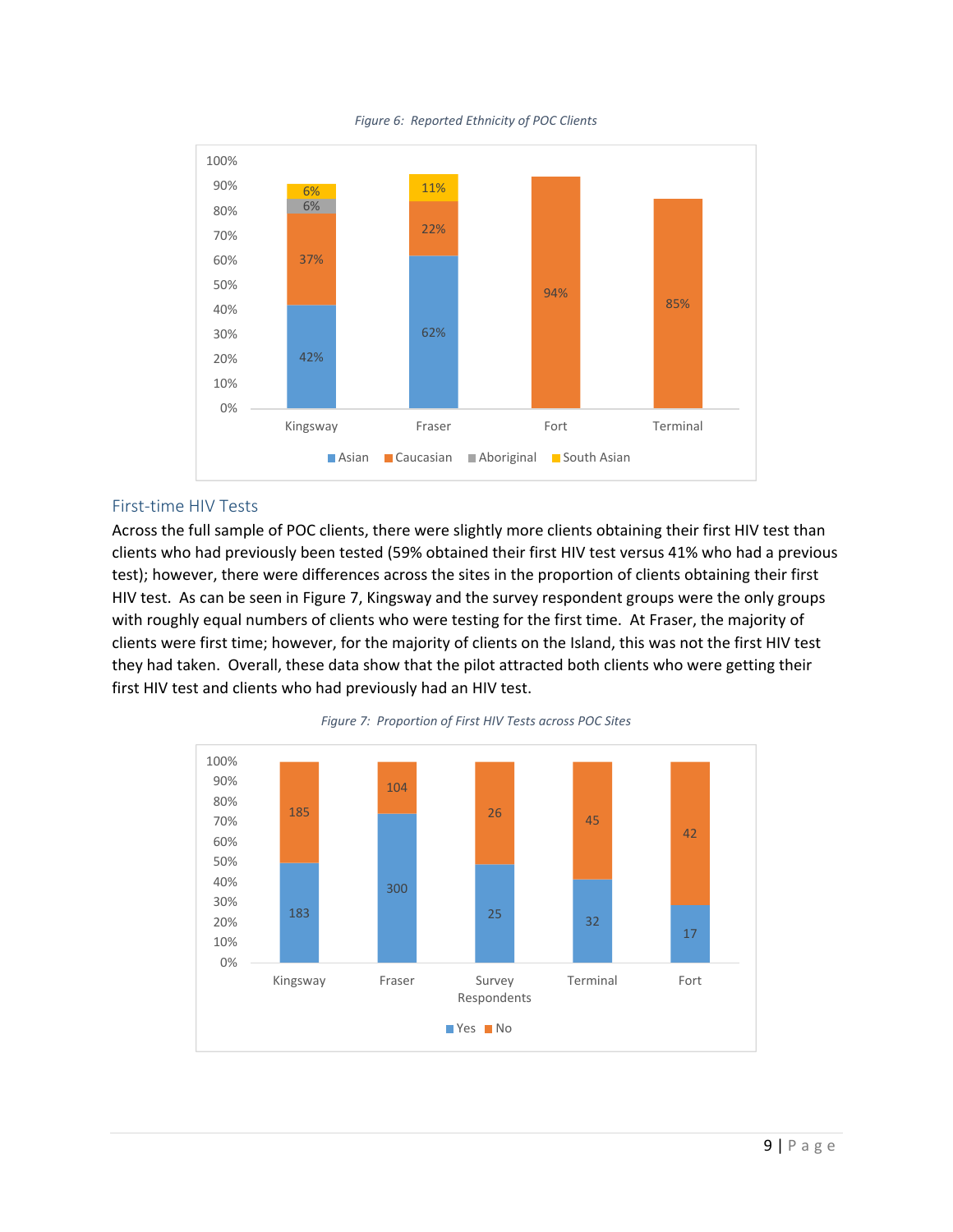*Figure 6: Reported Ethnicity of POC Clients*

## First-time HIV Tests

Across the full sample of POC clients, there were slightly more clients obtaining their first HIV test than clients who had previously been tested (59% obtained their first HIV test versus 41% who had a previous test); however, there were differences across the sites in the proportion of clients obtaining their first HIV test. As can be seen in Figure 7, Kingsway and the survey respondent groups were the only groups with roughly equal numbers of clients who were testing for the first time. At Fraser, the majority of clients were first time; however, for the majority of clients on the Island, this was not the first HIV test they had taken. Overall, these data show that the pilot attracted both clients who were getting their first HIV test and clients who had previously had an HIV test.

*Figure 7: Proportion of First HIV Tests across POC Sites*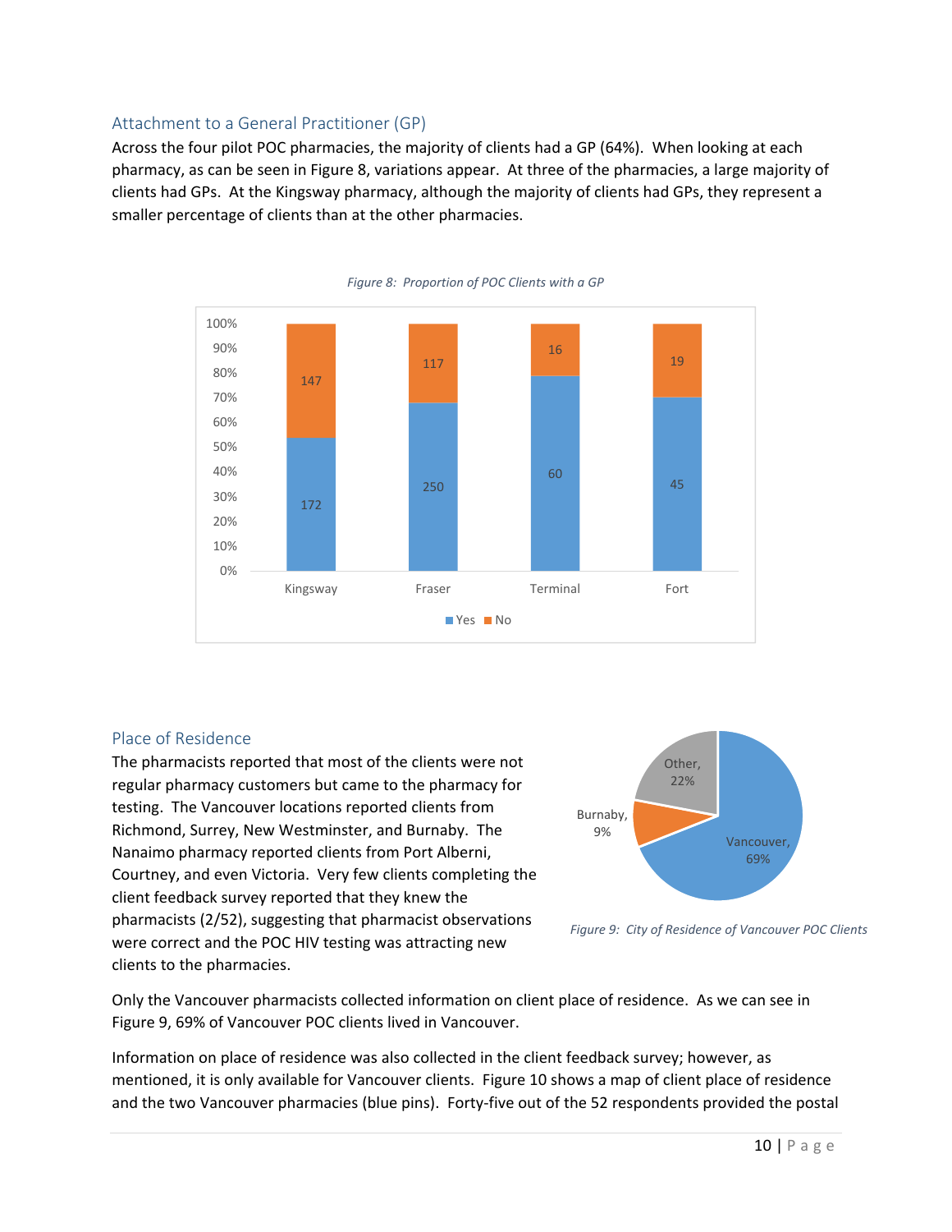## Attachment to a General Practitioner (GP)

Across the four pilot POC pharmacies, the majority of clients had a GP (64%). When looking at each pharmacy, as can be seen in Figure 8, variations appear. At three of the pharmacies, a large majority of clients had GPs. At the Kingsway pharmacy, although the majority of clients had GPs, they represent a smaller percentage of clients than at the other pharmacies.

*Figure 8: Proportion of POC Clients with a GP*

| | Kingsway | Fraser | Terminal | Fort |
|---|---|---|---|---|
| Yes | 172 | 250 | 60 | 45 |
| No | 147 | 117 | 16 | 19 |

## Place of Residence

The pharmacists reported that most of the clients were not regular pharmacy customers but came to the pharmacy for testing. The Vancouver locations reported clients from Richmond, Surrey, New Westminster, and Burnaby. The Nanaimo pharmacy reported clients from Port Alberni, Courtney, and even Victoria. Very few clients completing the client feedback survey reported that they knew the pharmacists (2/52), suggesting that pharmacist observations were correct and the POC HIV testing was attracting new clients to the pharmacies.

| City | Percentage |
|---|---|
| Vancouver | 69% |
| Burnaby | 9% |
| Other | 22% |

*Figure 9: City of Residence of Vancouver POC Clients*

Only the Vancouver pharmacists collected information on client place of residence. As we can see in Figure 9, 69% of Vancouver POC clients lived in Vancouver.

Information on place of residence was also collected in the client feedback survey; however, as mentioned, it is only available for Vancouver clients. Figure 10 shows a map of client place of residence and the two Vancouver pharmacies (blue pins). Forty-five out of the 52 respondents provided the postal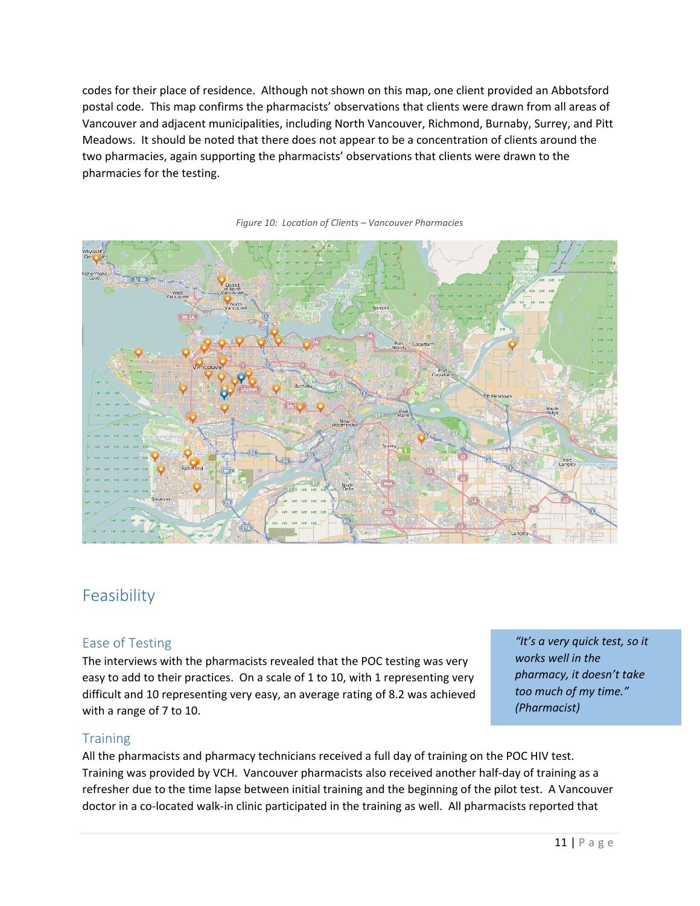codes for their place of residence. Although not shown on this map, one client provided an Abbotsford postal code. This map confirms the pharmacists' observations that clients were drawn from all areas of Vancouver and adjacent municipalities, including North Vancouver, Richmond, Burnaby, Surrey, and Pitt Meadows. It should be noted that there does not appear to be a concentration of clients around the two pharmacies, again supporting the pharmacists' observations that clients were drawn to the pharmacies for the testing.

*Figure 10: Location of Clients – Vancouver Pharmacies*

## Feasibility

### Ease of Testing

The interviews with the pharmacists revealed that the POC testing was very easy to add to their practices. On a scale of 1 to 10, with 1 representing very difficult and 10 representing very easy, an average rating of 8.2 was achieved with a range of 7 to 10.

> *"It's a very quick test, so it works well in the pharmacy, it doesn't take too much of my time." (Pharmacist)*

### Training

All the pharmacists and pharmacy technicians received a full day of training on the POC HIV test. Training was provided by VCH. Vancouver pharmacists also received another half-day of training as a refresher due to the time lapse between initial training and the beginning of the pilot test. A Vancouver doctor in a co-located walk-in clinic participated in the training as well. All pharmacists reported that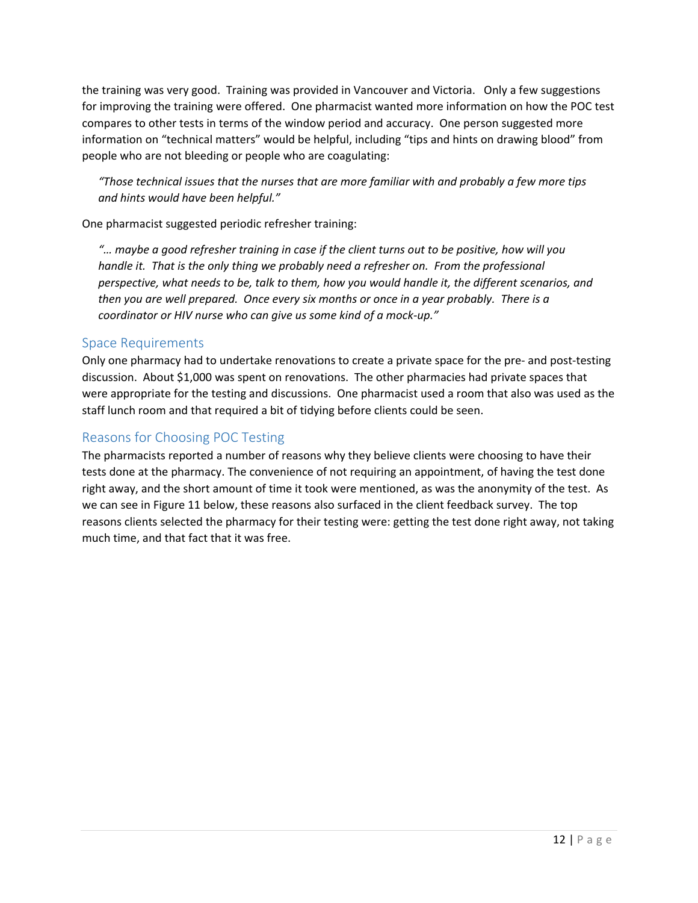the training was very good. Training was provided in Vancouver and Victoria. Only a few suggestions for improving the training were offered. One pharmacist wanted more information on how the POC test compares to other tests in terms of the window period and accuracy. One person suggested more information on "technical matters" would be helpful, including "tips and hints on drawing blood" from people who are not bleeding or people who are coagulating:

> *"Those technical issues that the nurses that are more familiar with and probably a few more tips and hints would have been helpful."*

One pharmacist suggested periodic refresher training:

> *"… maybe a good refresher training in case if the client turns out to be positive, how will you handle it. That is the only thing we probably need a refresher on. From the professional perspective, what needs to be, talk to them, how you would handle it, the different scenarios, and then you are well prepared. Once every six months or once in a year probably. There is a coordinator or HIV nurse who can give us some kind of a mock-up."*

## Space Requirements

Only one pharmacy had to undertake renovations to create a private space for the pre- and post-testing discussion. About $1,000 was spent on renovations. The other pharmacies had private spaces that were appropriate for the testing and discussions. One pharmacist used a room that also was used as the staff lunch room and that required a bit of tidying before clients could be seen.

## Reasons for Choosing POC Testing

The pharmacists reported a number of reasons why they believe clients were choosing to have their tests done at the pharmacy. The convenience of not requiring an appointment, of having the test done right away, and the short amount of time it took were mentioned, as was the anonymity of the test. As we can see in Figure 11 below, these reasons also surfaced in the client feedback survey. The top reasons clients selected the pharmacy for their testing were: getting the test done right away, not taking much time, and that fact that it was free.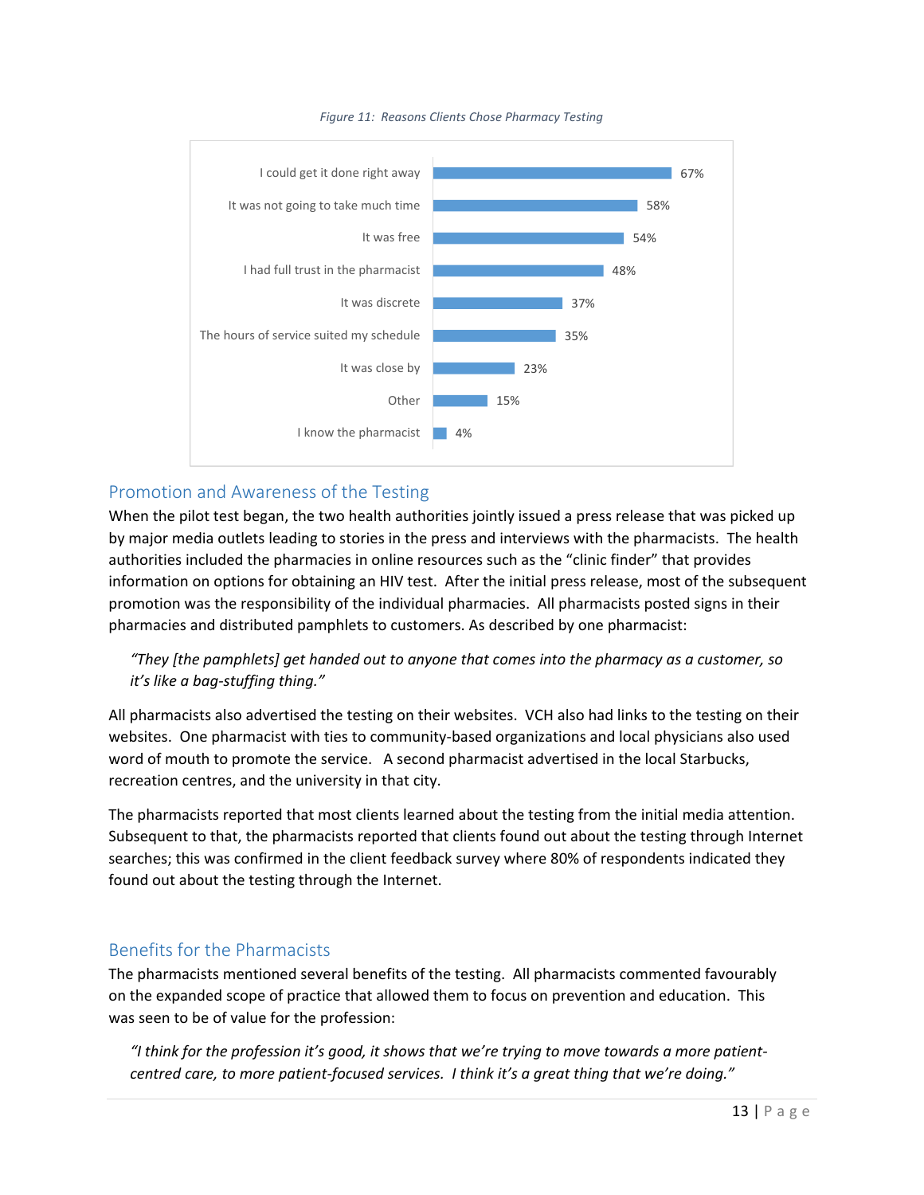*Figure 11: Reasons Clients Chose Pharmacy Testing*

| Reason | Percentage |
| --- | --- |
| I could get it done right away | 67% |
| It was not going to take much time | 58% |
| It was free | 54% |
| I had full trust in the pharmacist | 48% |
| It was discrete | 37% |
| The hours of service suited my schedule | 35% |
| It was close by | 23% |
| Other | 15% |
| I know the pharmacist | 4% |

## Promotion and Awareness of the Testing

When the pilot test began, the two health authorities jointly issued a press release that was picked up by major media outlets leading to stories in the press and interviews with the pharmacists. The health authorities included the pharmacies in online resources such as the "clinic finder" that provides information on options for obtaining an HIV test. After the initial press release, most of the subsequent promotion was the responsibility of the individual pharmacies. All pharmacists posted signs in their pharmacies and distributed pamphlets to customers. As described by one pharmacist:

> *"They [the pamphlets] get handed out to anyone that comes into the pharmacy as a customer, so it's like a bag-stuffing thing."*

All pharmacists also advertised the testing on their websites. VCH also had links to the testing on their websites. One pharmacist with ties to community-based organizations and local physicians also used word of mouth to promote the service. A second pharmacist advertised in the local Starbucks, recreation centres, and the university in that city.

The pharmacists reported that most clients learned about the testing from the initial media attention. Subsequent to that, the pharmacists reported that clients found out about the testing through Internet searches; this was confirmed in the client feedback survey where 80% of respondents indicated they found out about the testing through the Internet.

## Benefits for the Pharmacists

The pharmacists mentioned several benefits of the testing. All pharmacists commented favourably on the expanded scope of practice that allowed them to focus on prevention and education. This was seen to be of value for the profession:

> *"I think for the profession it's good, it shows that we're trying to move towards a more patient-centred care, to more patient-focused services. I think it's a great thing that we're doing."*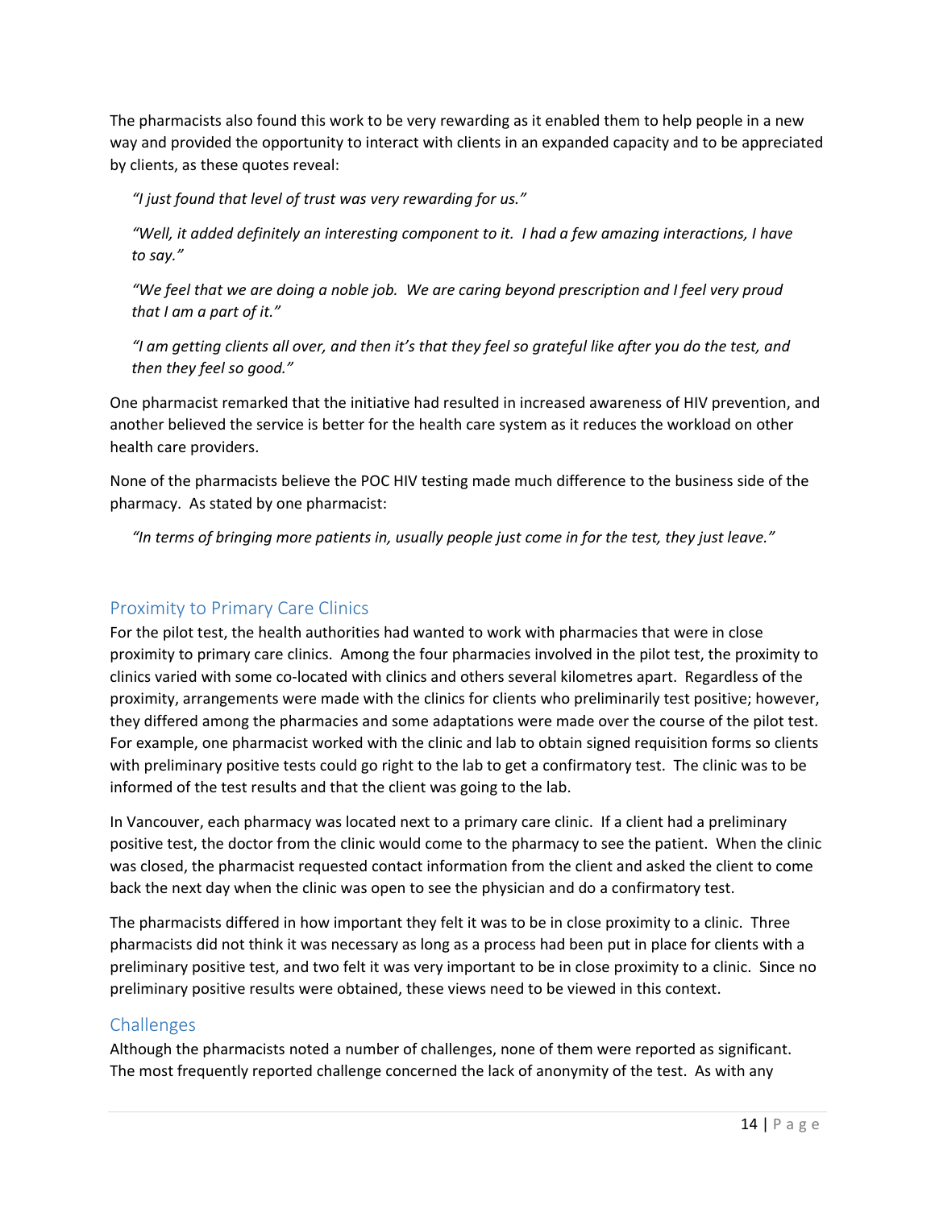The pharmacists also found this work to be very rewarding as it enabled them to help people in a new way and provided the opportunity to interact with clients in an expanded capacity and to be appreciated by clients, as these quotes reveal:

> *"I just found that level of trust was very rewarding for us."*
>
> *"Well, it added definitely an interesting component to it. I had a few amazing interactions, I have to say."*
>
> *"We feel that we are doing a noble job. We are caring beyond prescription and I feel very proud that I am a part of it."*
>
> *"I am getting clients all over, and then it's that they feel so grateful like after you do the test, and then they feel so good."*

One pharmacist remarked that the initiative had resulted in increased awareness of HIV prevention, and another believed the service is better for the health care system as it reduces the workload on other health care providers.

None of the pharmacists believe the POC HIV testing made much difference to the business side of the pharmacy. As stated by one pharmacist:

> *"In terms of bringing more patients in, usually people just come in for the test, they just leave."*

## Proximity to Primary Care Clinics

For the pilot test, the health authorities had wanted to work with pharmacies that were in close proximity to primary care clinics. Among the four pharmacies involved in the pilot test, the proximity to clinics varied with some co-located with clinics and others several kilometres apart. Regardless of the proximity, arrangements were made with the clinics for clients who preliminarily test positive; however, they differed among the pharmacies and some adaptations were made over the course of the pilot test. For example, one pharmacist worked with the clinic and lab to obtain signed requisition forms so clients with preliminary positive tests could go right to the lab to get a confirmatory test. The clinic was to be informed of the test results and that the client was going to the lab.

In Vancouver, each pharmacy was located next to a primary care clinic. If a client had a preliminary positive test, the doctor from the clinic would come to the pharmacy to see the patient. When the clinic was closed, the pharmacist requested contact information from the client and asked the client to come back the next day when the clinic was open to see the physician and do a confirmatory test.

The pharmacists differed in how important they felt it was to be in close proximity to a clinic. Three pharmacists did not think it was necessary as long as a process had been put in place for clients with a preliminary positive test, and two felt it was very important to be in close proximity to a clinic. Since no preliminary positive results were obtained, these views need to be viewed in this context.

## Challenges

Although the pharmacists noted a number of challenges, none of them were reported as significant. The most frequently reported challenge concerned the lack of anonymity of the test. As with any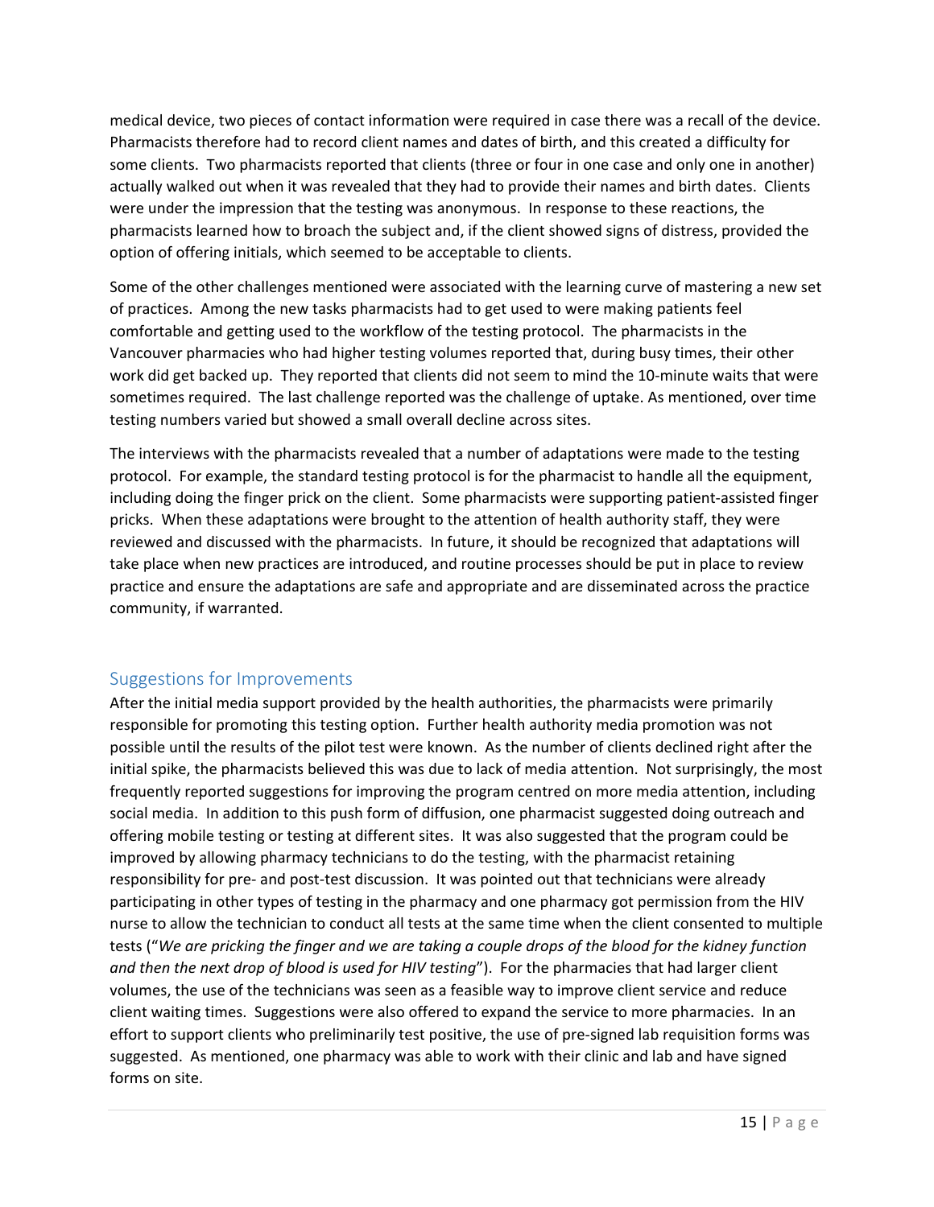medical device, two pieces of contact information were required in case there was a recall of the device. Pharmacists therefore had to record client names and dates of birth, and this created a difficulty for some clients. Two pharmacists reported that clients (three or four in one case and only one in another) actually walked out when it was revealed that they had to provide their names and birth dates. Clients were under the impression that the testing was anonymous. In response to these reactions, the pharmacists learned how to broach the subject and, if the client showed signs of distress, provided the option of offering initials, which seemed to be acceptable to clients.

Some of the other challenges mentioned were associated with the learning curve of mastering a new set of practices. Among the new tasks pharmacists had to get used to were making patients feel comfortable and getting used to the workflow of the testing protocol. The pharmacists in the Vancouver pharmacies who had higher testing volumes reported that, during busy times, their other work did get backed up. They reported that clients did not seem to mind the 10-minute waits that were sometimes required. The last challenge reported was the challenge of uptake. As mentioned, over time testing numbers varied but showed a small overall decline across sites.

The interviews with the pharmacists revealed that a number of adaptations were made to the testing protocol. For example, the standard testing protocol is for the pharmacist to handle all the equipment, including doing the finger prick on the client. Some pharmacists were supporting patient-assisted finger pricks. When these adaptations were brought to the attention of health authority staff, they were reviewed and discussed with the pharmacists. In future, it should be recognized that adaptations will take place when new practices are introduced, and routine processes should be put in place to review practice and ensure the adaptations are safe and appropriate and are disseminated across the practice community, if warranted.

## Suggestions for Improvements

After the initial media support provided by the health authorities, the pharmacists were primarily responsible for promoting this testing option. Further health authority media promotion was not possible until the results of the pilot test were known. As the number of clients declined right after the initial spike, the pharmacists believed this was due to lack of media attention. Not surprisingly, the most frequently reported suggestions for improving the program centred on more media attention, including social media. In addition to this push form of diffusion, one pharmacist suggested doing outreach and offering mobile testing or testing at different sites. It was also suggested that the program could be improved by allowing pharmacy technicians to do the testing, with the pharmacist retaining responsibility for pre- and post-test discussion. It was pointed out that technicians were already participating in other types of testing in the pharmacy and one pharmacy got permission from the HIV nurse to allow the technician to conduct all tests at the same time when the client consented to multiple tests ("*We are pricking the finger and we are taking a couple drops of the blood for the kidney function and then the next drop of blood is used for HIV testing*"). For the pharmacies that had larger client volumes, the use of the technicians was seen as a feasible way to improve client service and reduce client waiting times. Suggestions were also offered to expand the service to more pharmacies. In an effort to support clients who preliminarily test positive, the use of pre-signed lab requisition forms was suggested. As mentioned, one pharmacy was able to work with their clinic and lab and have signed forms on site.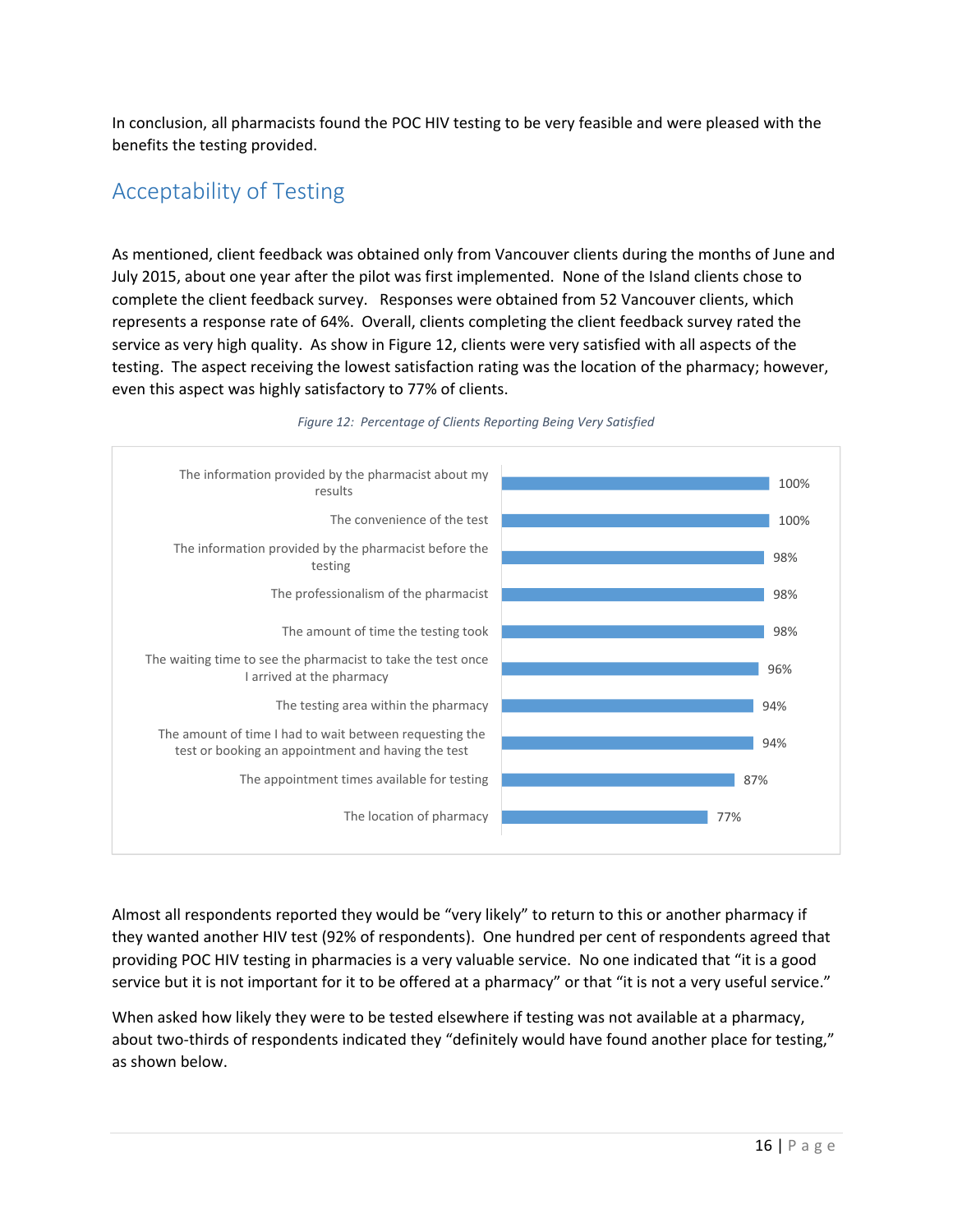In conclusion, all pharmacists found the POC HIV testing to be very feasible and were pleased with the benefits the testing provided.

## Acceptability of Testing

As mentioned, client feedback was obtained only from Vancouver clients during the months of June and July 2015, about one year after the pilot was first implemented. None of the Island clients chose to complete the client feedback survey. Responses were obtained from 52 Vancouver clients, which represents a response rate of 64%. Overall, clients completing the client feedback survey rated the service as very high quality. As show in Figure 12, clients were very satisfied with all aspects of the testing. The aspect receiving the lowest satisfaction rating was the location of the pharmacy; however, even this aspect was highly satisfactory to 77% of clients.

*Figure 12: Percentage of Clients Reporting Being Very Satisfied*

| Aspect | Very Satisfied |
|---|---|
| The information provided by the pharmacist about my results | 100% |
| The convenience of the test | 100% |
| The information provided by the pharmacist before the testing | 98% |
| The professionalism of the pharmacist | 98% |
| The amount of time the testing took | 98% |
| The waiting time to see the pharmacist to take the test once I arrived at the pharmacy | 96% |
| The testing area within the pharmacy | 94% |
| The amount of time I had to wait between requesting the test or booking an appointment and having the test | 94% |
| The appointment times available for testing | 87% |
| The location of pharmacy | 77% |

Almost all respondents reported they would be "very likely" to return to this or another pharmacy if they wanted another HIV test (92% of respondents). One hundred per cent of respondents agreed that providing POC HIV testing in pharmacies is a very valuable service. No one indicated that "it is a good service but it is not important for it to be offered at a pharmacy" or that "it is not a very useful service."

When asked how likely they were to be tested elsewhere if testing was not available at a pharmacy, about two-thirds of respondents indicated they "definitely would have found another place for testing," as shown below.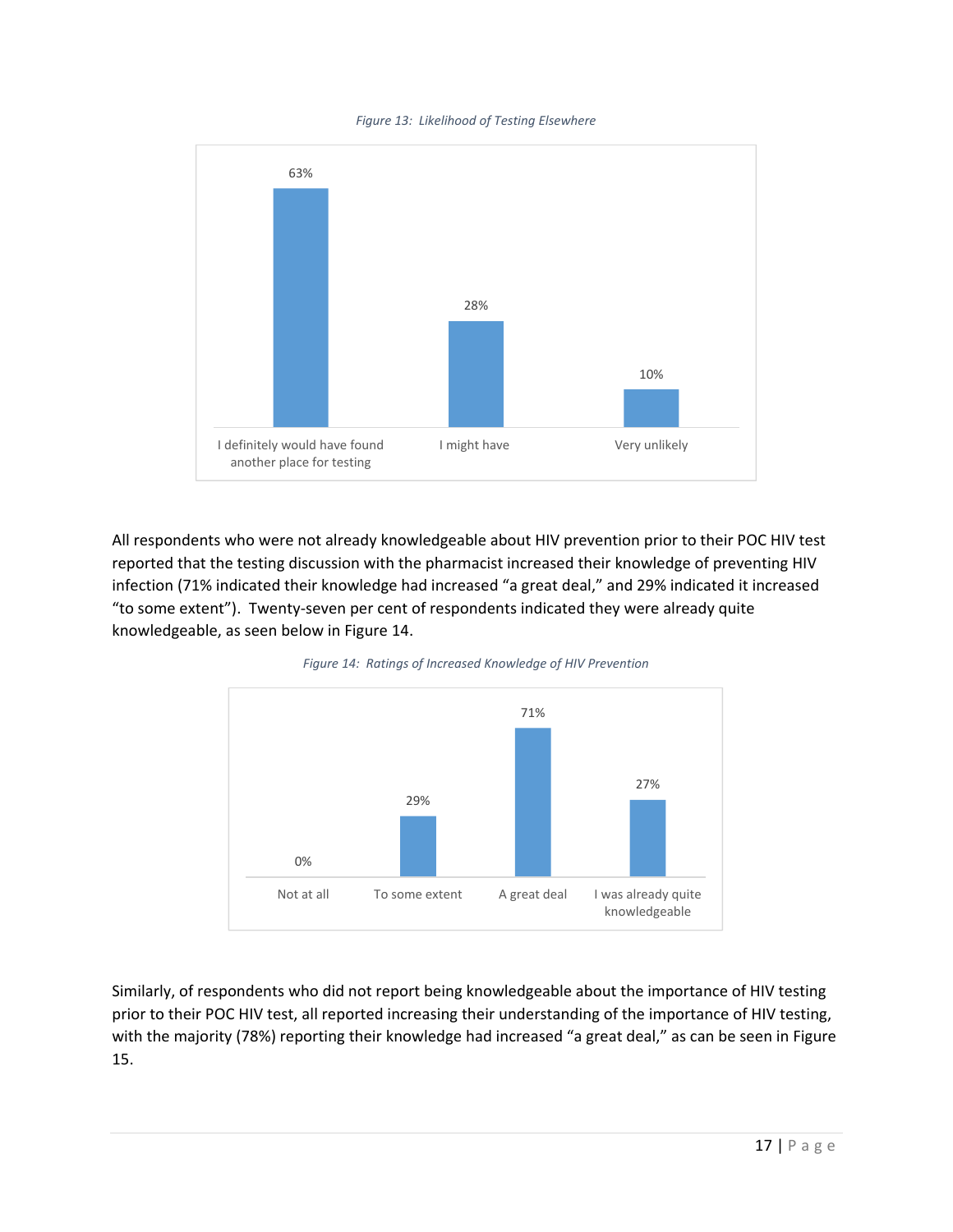*Figure 13: Likelihood of Testing Elsewhere*

| Response | Percentage |
| --- | --- |
| I definitely would have found another place for testing | 63% |
| I might have | 28% |
| Very unlikely | 10% |

All respondents who were not already knowledgeable about HIV prevention prior to their POC HIV test reported that the testing discussion with the pharmacist increased their knowledge of preventing HIV infection (71% indicated their knowledge had increased "a great deal," and 29% indicated it increased "to some extent"). Twenty-seven per cent of respondents indicated they were already quite knowledgeable, as seen below in Figure 14.

*Figure 14: Ratings of Increased Knowledge of HIV Prevention*

| Response | Percentage |
| --- | --- |
| Not at all | 0% |
| To some extent | 29% |
| A great deal | 71% |
| I was already quite knowledgeable | 27% |

Similarly, of respondents who did not report being knowledgeable about the importance of HIV testing prior to their POC HIV test, all reported increasing their understanding of the importance of HIV testing, with the majority (78%) reporting their knowledge had increased "a great deal," as can be seen in Figure 15.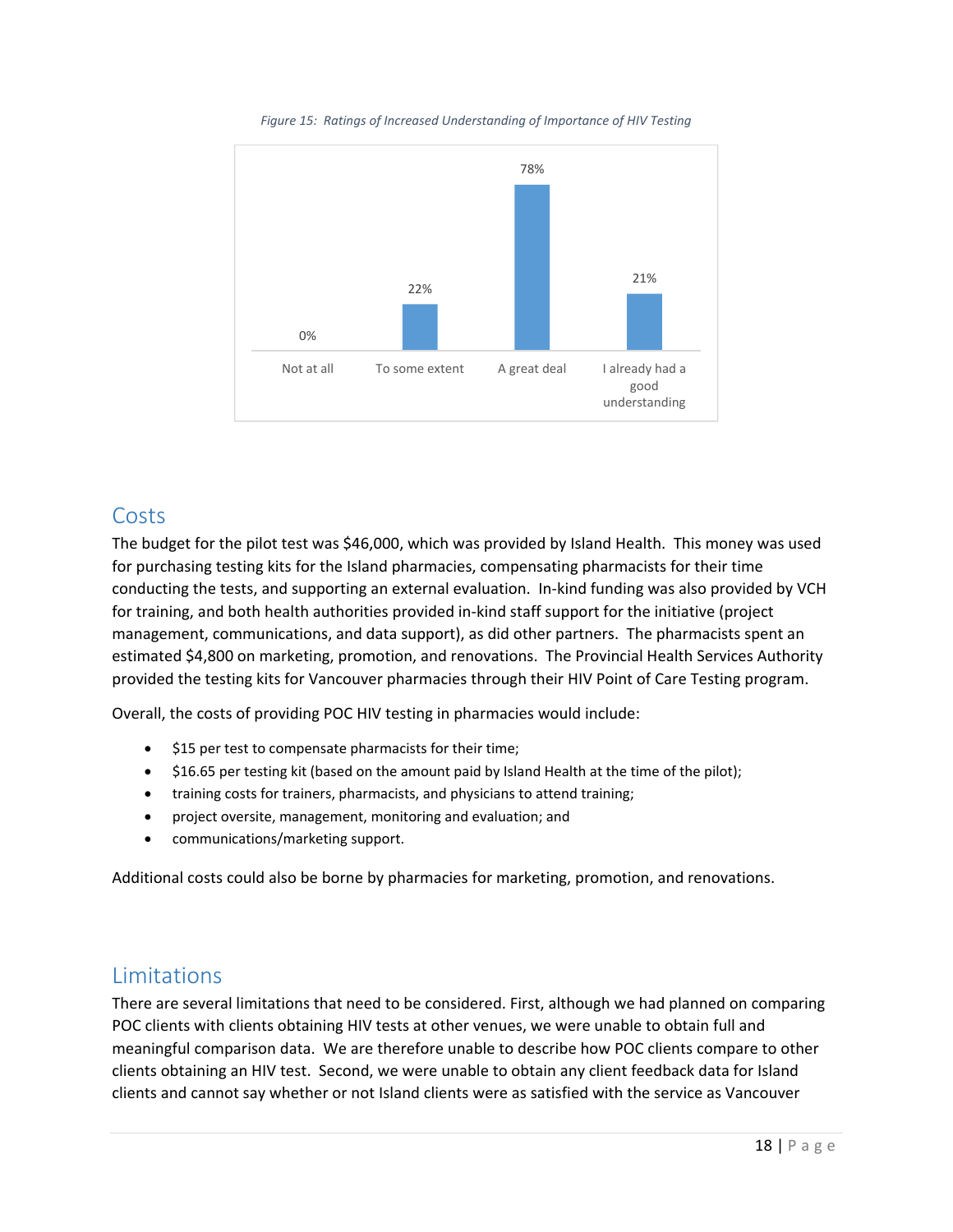*Figure 15: Ratings of Increased Understanding of Importance of HIV Testing*

| Not at all | To some extent | A great deal | I already had a good understanding |
|---|---|---|---|
| 0% | 22% | 78% | 21% |

## Costs

The budget for the pilot test was $46,000, which was provided by Island Health. This money was used for purchasing testing kits for the Island pharmacies, compensating pharmacists for their time conducting the tests, and supporting an external evaluation. In-kind funding was also provided by VCH for training, and both health authorities provided in-kind staff support for the initiative (project management, communications, and data support), as did other partners. The pharmacists spent an estimated $4,800 on marketing, promotion, and renovations. The Provincial Health Services Authority provided the testing kits for Vancouver pharmacies through their HIV Point of Care Testing program.

Overall, the costs of providing POC HIV testing in pharmacies would include:

- $15 per test to compensate pharmacists for their time;
- $16.65 per testing kit (based on the amount paid by Island Health at the time of the pilot);
- training costs for trainers, pharmacists, and physicians to attend training;
- project oversite, management, monitoring and evaluation; and
- communications/marketing support.

Additional costs could also be borne by pharmacies for marketing, promotion, and renovations.

## Limitations

There are several limitations that need to be considered. First, although we had planned on comparing POC clients with clients obtaining HIV tests at other venues, we were unable to obtain full and meaningful comparison data. We are therefore unable to describe how POC clients compare to other clients obtaining an HIV test. Second, we were unable to obtain any client feedback data for Island clients and cannot say whether or not Island clients were as satisfied with the service as Vancouver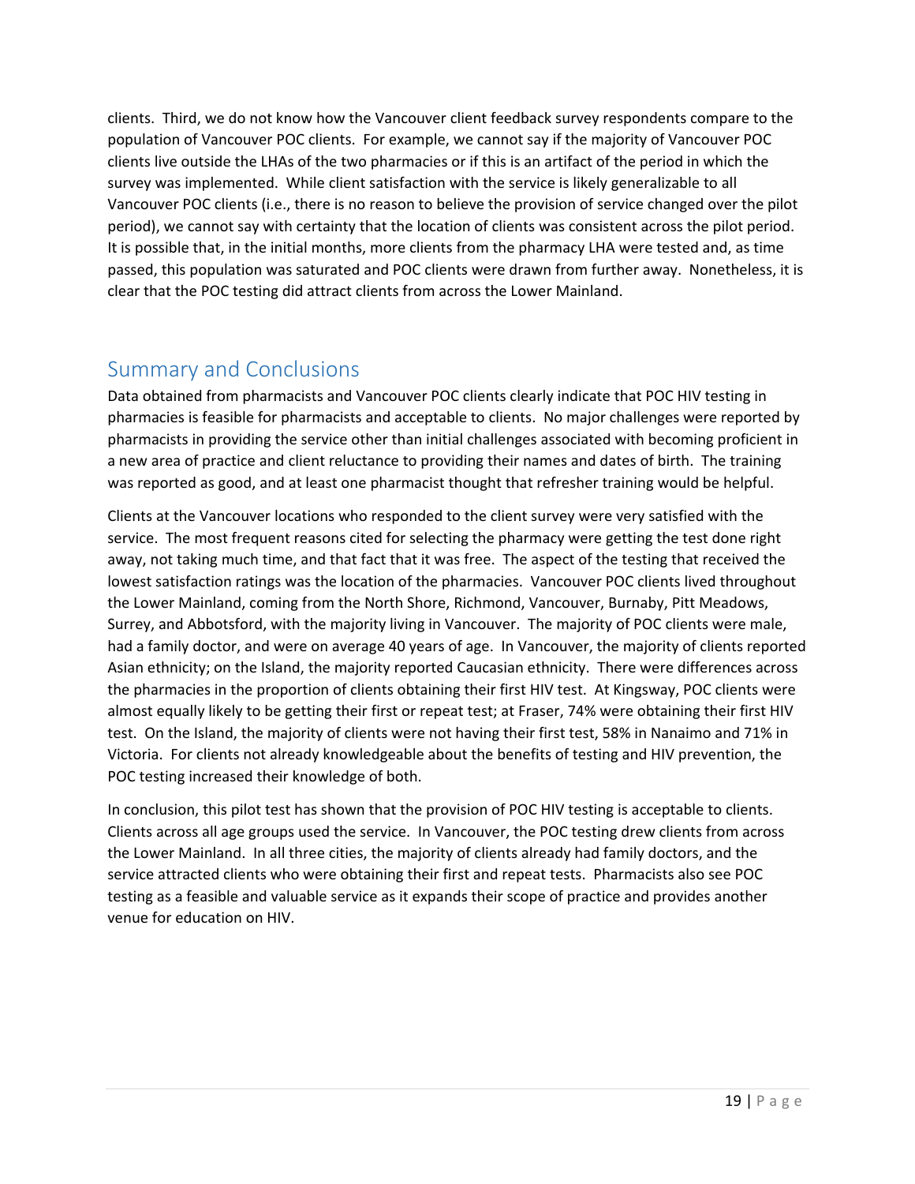clients. Third, we do not know how the Vancouver client feedback survey respondents compare to the population of Vancouver POC clients. For example, we cannot say if the majority of Vancouver POC clients live outside the LHAs of the two pharmacies or if this is an artifact of the period in which the survey was implemented. While client satisfaction with the service is likely generalizable to all Vancouver POC clients (i.e., there is no reason to believe the provision of service changed over the pilot period), we cannot say with certainty that the location of clients was consistent across the pilot period. It is possible that, in the initial months, more clients from the pharmacy LHA were tested and, as time passed, this population was saturated and POC clients were drawn from further away. Nonetheless, it is clear that the POC testing did attract clients from across the Lower Mainland.

## Summary and Conclusions

Data obtained from pharmacists and Vancouver POC clients clearly indicate that POC HIV testing in pharmacies is feasible for pharmacists and acceptable to clients. No major challenges were reported by pharmacists in providing the service other than initial challenges associated with becoming proficient in a new area of practice and client reluctance to providing their names and dates of birth. The training was reported as good, and at least one pharmacist thought that refresher training would be helpful.

Clients at the Vancouver locations who responded to the client survey were very satisfied with the service. The most frequent reasons cited for selecting the pharmacy were getting the test done right away, not taking much time, and that fact that it was free. The aspect of the testing that received the lowest satisfaction ratings was the location of the pharmacies. Vancouver POC clients lived throughout the Lower Mainland, coming from the North Shore, Richmond, Vancouver, Burnaby, Pitt Meadows, Surrey, and Abbotsford, with the majority living in Vancouver. The majority of POC clients were male, had a family doctor, and were on average 40 years of age. In Vancouver, the majority of clients reported Asian ethnicity; on the Island, the majority reported Caucasian ethnicity. There were differences across the pharmacies in the proportion of clients obtaining their first HIV test. At Kingsway, POC clients were almost equally likely to be getting their first or repeat test; at Fraser, 74% were obtaining their first HIV test. On the Island, the majority of clients were not having their first test, 58% in Nanaimo and 71% in Victoria. For clients not already knowledgeable about the benefits of testing and HIV prevention, the POC testing increased their knowledge of both.

In conclusion, this pilot test has shown that the provision of POC HIV testing is acceptable to clients. Clients across all age groups used the service. In Vancouver, the POC testing drew clients from across the Lower Mainland. In all three cities, the majority of clients already had family doctors, and the service attracted clients who were obtaining their first and repeat tests. Pharmacists also see POC testing as a feasible and valuable service as it expands their scope of practice and provides another venue for education on HIV.